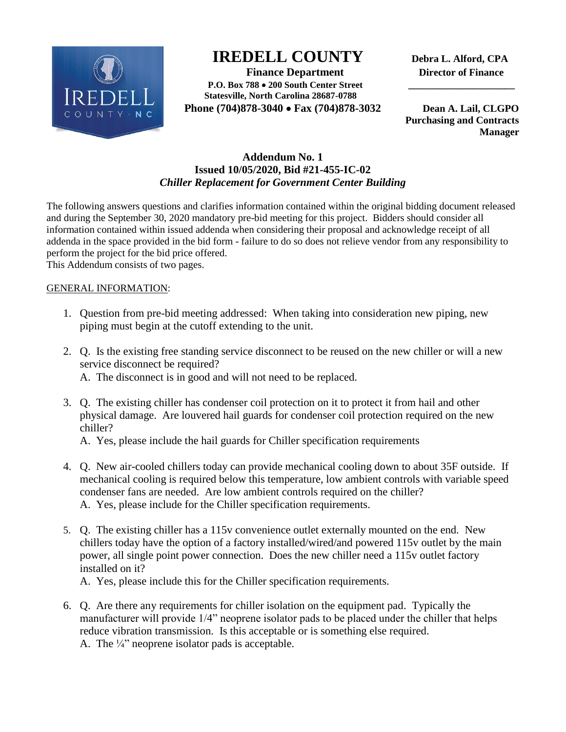# IREDELL COUNTY

**Finance Department**
**P.O. Box 788 • 200 South Center Street**
**Statesville, North Carolina 28687-0788**
**Phone (704)878-3040 • Fax (704)878-3032**

**Debra L. Alford, CPA**
**Director of Finance**

**Dean A. Lail, CLGPO**
**Purchasing and Contracts Manager**

## Addendum No. 1
**Issued 10/05/2020, Bid #21-455-IC-02**
***Chiller Replacement for Government Center Building***

The following answers questions and clarifies information contained within the original bidding document released and during the September 30, 2020 mandatory pre-bid meeting for this project. Bidders should consider all information contained within issued addenda when considering their proposal and acknowledge receipt of all addenda in the space provided in the bid form - failure to do so does not relieve vendor from any responsibility to perform the project for the bid price offered.
This Addendum consists of two pages.

GENERAL INFORMATION:

1. Question from pre-bid meeting addressed: When taking into consideration new piping, new piping must begin at the cutoff extending to the unit.

2. Q. Is the existing free standing service disconnect to be reused on the new chiller or will a new service disconnect be required?
   A. The disconnect is in good and will not need to be replaced.

3. Q. The existing chiller has condenser coil protection on it to protect it from hail and other physical damage. Are louvered hail guards for condenser coil protection required on the new chiller?
   A. Yes, please include the hail guards for Chiller specification requirements

4. Q. New air-cooled chillers today can provide mechanical cooling down to about 35F outside. If mechanical cooling is required below this temperature, low ambient controls with variable speed condenser fans are needed. Are low ambient controls required on the chiller?
   A. Yes, please include for the Chiller specification requirements.

5. Q. The existing chiller has a 115v convenience outlet externally mounted on the end. New chillers today have the option of a factory installed/wired/and powered 115v outlet by the main power, all single point power connection. Does the new chiller need a 115v outlet factory installed on it?
   A. Yes, please include this for the Chiller specification requirements.

6. Q. Are there any requirements for chiller isolation on the equipment pad. Typically the manufacturer will provide 1/4" neoprene isolator pads to be placed under the chiller that helps reduce vibration transmission. Is this acceptable or is something else required.
   A. The ¼" neoprene isolator pads is acceptable.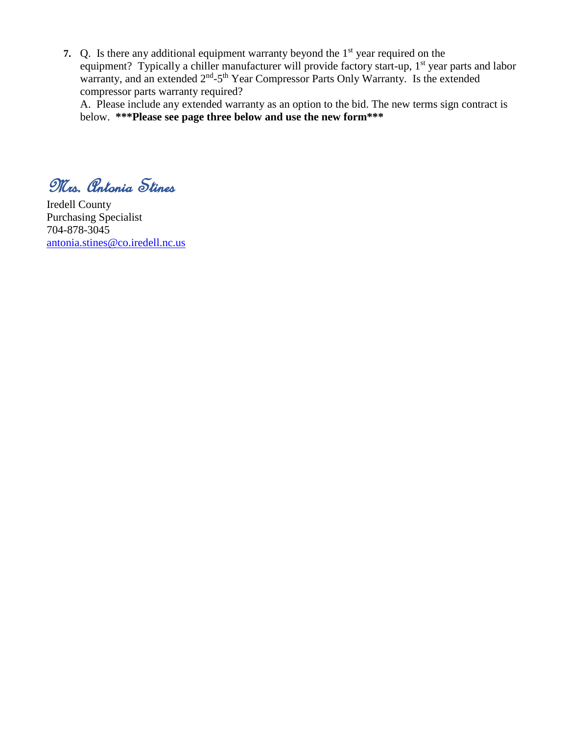7. Q. Is there any additional equipment warranty beyond the 1st year required on the equipment? Typically a chiller manufacturer will provide factory start-up, 1st year parts and labor warranty, and an extended 2nd-5th Year Compressor Parts Only Warranty. Is the extended compressor parts warranty required?

   A. Please include any extended warranty as an option to the bid. The new terms sign contract is below. **\*\*\*Please see page three below and use the new form\*\*\***

*Mrs. Antonia Stines*

Iredell County
Purchasing Specialist
704-878-3045
antonia.stines@co.iredell.nc.us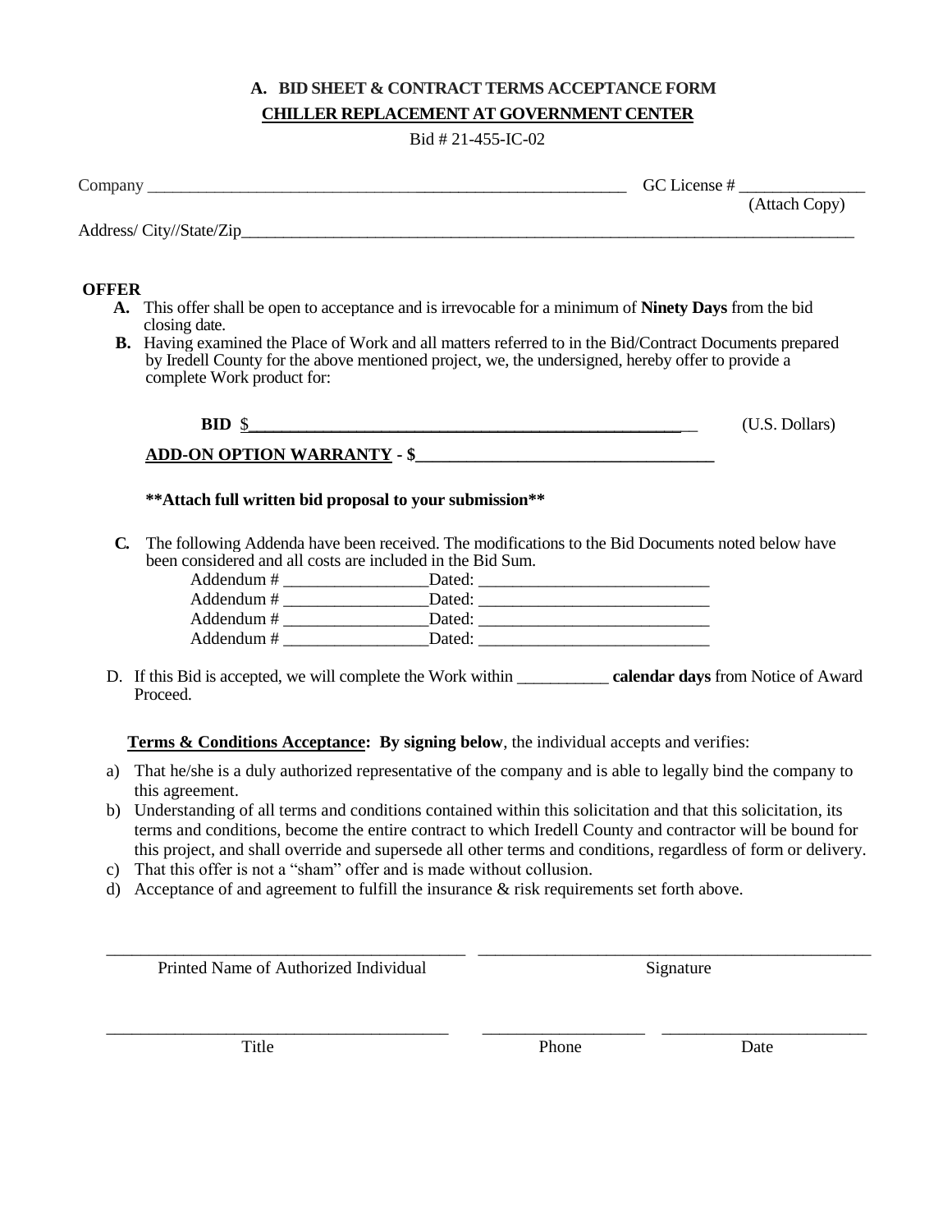# A. BID SHEET & CONTRACT TERMS ACCEPTANCE FORM

## CHILLER REPLACEMENT AT GOVERNMENT CENTER

Bid # 21-455-IC-02

Company ___________________________________________________________ GC License # _______________
(Attach Copy)

Address/ City//State/Zip___________________________________________________________________________

**OFFER**

**A.** This offer shall be open to acceptance and is irrevocable for a minimum of **Ninety Days** from the bid closing date.

**B.** Having examined the Place of Work and all matters referred to in the Bid/Contract Documents prepared by Iredell County for the above mentioned project, we, the undersigned, hereby offer to provide a complete Work product for:

**BID** $____________________________________________________ (U.S. Dollars)

**ADD-ON OPTION WARRANTY - $____________________________________**

**\*\*Attach full written bid proposal to your submission\*\***

**C.** The following Addenda have been received. The modifications to the Bid Documents noted below have been considered and all costs are included in the Bid Sum.

Addendum # _________________Dated: ___________________________
Addendum # _________________Dated: ___________________________
Addendum # _________________Dated: ___________________________
Addendum # _________________Dated: ___________________________

D. If this Bid is accepted, we will complete the Work within ___________ **calendar days** from Notice of Award Proceed.

**Terms & Conditions Acceptance: By signing below**, the individual accepts and verifies:

a) That he/she is a duly authorized representative of the company and is able to legally bind the company to this agreement.
b) Understanding of all terms and conditions contained within this solicitation and that this solicitation, its terms and conditions, become the entire contract to which Iredell County and contractor will be bound for this project, and shall override and supersede all other terms and conditions, regardless of form or delivery.
c) That this offer is not a "sham" offer and is made without collusion.
d) Acceptance of and agreement to fulfill the insurance & risk requirements set forth above.

___________________________________________ ________________________________________________
Printed Name of Authorized Individual Signature

___________________________________________ ___________________ ________________________
Title Phone Date